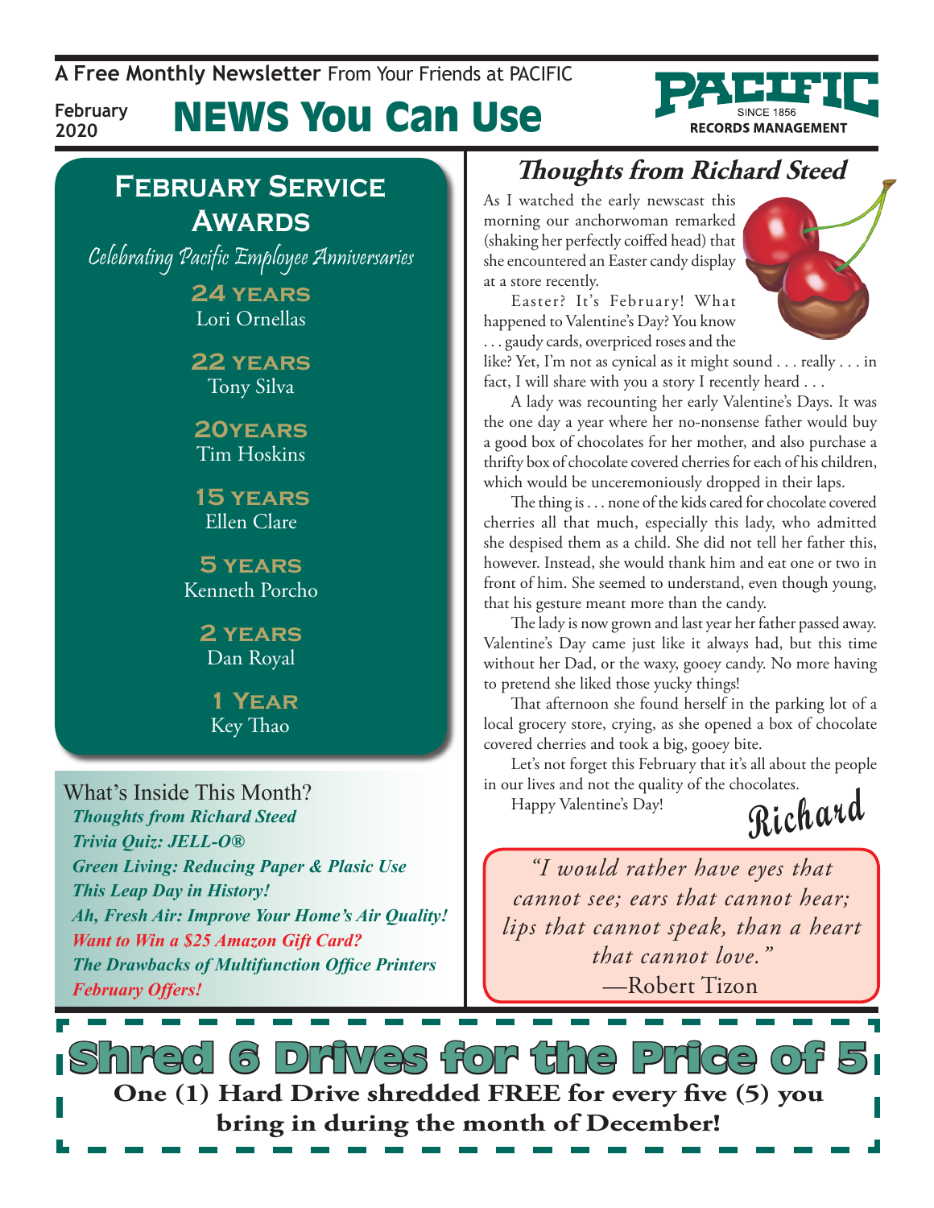A Free Monthly Newsletter From Your Friends at PACIFIC

February 2020

# NEWS You Can Use

PACIFIC SINCE 1856 RECORDS MANAGEMENT

## February Service Awards

*Celebrating Pacific Employee Anniversaries*

**24 years**
Lori Ornellas

**22 years**
Tony Silva

**20years**
Tim Hoskins

**15 years**
Ellen Clare

**5 years**
Kenneth Porcho

**2 years**
Dan Royal

**1 Year**
Key Thao

What's Inside This Month?

- ***Thoughts from Richard Steed***
- ***Trivia Quiz: JELL-O®***
- ***Green Living: Reducing Paper & Plasic Use***
- ***This Leap Day in History!***
- ***Ah, Fresh Air: Improve Your Home's Air Quality!***
- ***Want to Win a $25 Amazon Gift Card?***
- ***The Drawbacks of Multifunction Office Printers***
- ***February Offers!***

## *Thoughts from Richard Steed*

As I watched the early newscast this morning our anchorwoman remarked (shaking her perfectly coiffed head) that she encountered an Easter candy display at a store recently.

Easter? It's February! What happened to Valentine's Day? You know . . . gaudy cards, overpriced roses and the like? Yet, I'm not as cynical as it might sound . . . really . . . in fact, I will share with you a story I recently heard . . .

A lady was recounting her early Valentine's Days. It was the one day a year where her no-nonsense father would buy a good box of chocolates for her mother, and also purchase a thrifty box of chocolate covered cherries for each of his children, which would be unceremoniously dropped in their laps.

The thing is . . . none of the kids cared for chocolate covered cherries all that much, especially this lady, who admitted she despised them as a child. She did not tell her father this, however. Instead, she would thank him and eat one or two in front of him. She seemed to understand, even though young, that his gesture meant more than the candy.

The lady is now grown and last year her father passed away. Valentine's Day came just like it always had, but this time without her Dad, or the waxy, gooey candy. No more having to pretend she liked those yucky things!

That afternoon she found herself in the parking lot of a local grocery store, crying, as she opened a box of chocolate covered cherries and took a big, gooey bite.

Let's not forget this February that it's all about the people in our lives and not the quality of the chocolates.

Happy Valentine's Day!

Richard

> *"I would rather have eyes that cannot see; ears that cannot hear; lips that cannot speak, than a heart that cannot love."*
> —Robert Tizon

## Shred 6 Drives for the Price of 5

**One (1) Hard Drive shredded FREE for every five (5) you bring in during the month of December!**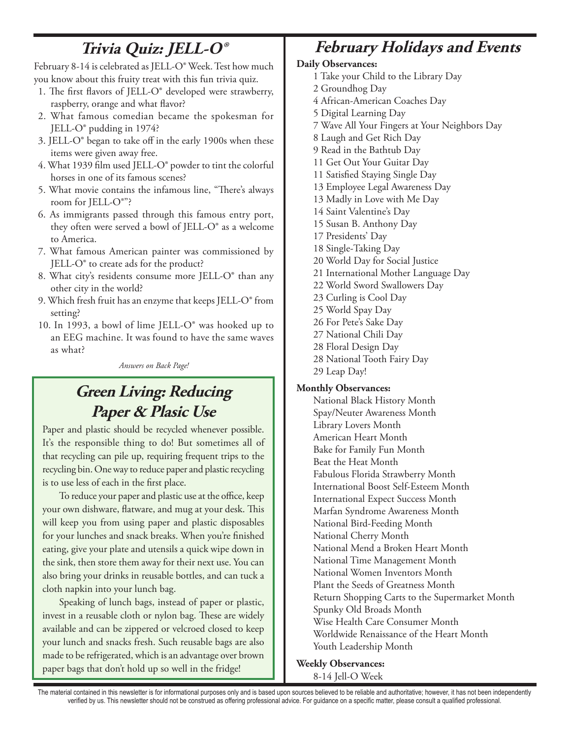## *Trivia Quiz: JELL-O®*

February 8-14 is celebrated as JELL-O® Week. Test how much you know about this fruity treat with this fun trivia quiz.

1. The first flavors of JELL-O® developed were strawberry, raspberry, orange and what flavor?
2. What famous comedian became the spokesman for JELL-O® pudding in 1974?
3. JELL-O® began to take off in the early 1900s when these items were given away free.
4. What 1939 film used JELL-O® powder to tint the colorful horses in one of its famous scenes?
5. What movie contains the infamous line, "There's always room for JELL-O®"?
6. As immigrants passed through this famous entry port, they often were served a bowl of JELL-O® as a welcome to America.
7. What famous American painter was commissioned by JELL-O® to create ads for the product?
8. What city's residents consume more JELL-O® than any other city in the world?
9. Which fresh fruit has an enzyme that keeps JELL-O® from setting?
10. In 1993, a bowl of lime JELL-O® was hooked up to an EEG machine. It was found to have the same waves as what?

*Answers on Back Page!*

## *Green Living: Reducing Paper & Plasic Use*

Paper and plastic should be recycled whenever possible. It's the responsible thing to do! But sometimes all of that recycling can pile up, requiring frequent trips to the recycling bin. One way to reduce paper and plastic recycling is to use less of each in the first place.

To reduce your paper and plastic use at the office, keep your own dishware, flatware, and mug at your desk. This will keep you from using paper and plastic disposables for your lunches and snack breaks. When you're finished eating, give your plate and utensils a quick wipe down in the sink, then store them away for their next use. You can also bring your drinks in reusable bottles, and can tuck a cloth napkin into your lunch bag.

Speaking of lunch bags, instead of paper or plastic, invest in a reusable cloth or nylon bag. These are widely available and can be zippered or velcroed closed to keep your lunch and snacks fresh. Such reusable bags are also made to be refrigerated, which is an advantage over brown paper bags that don't hold up so well in the fridge!

## *February Holidays and Events*

**Daily Observances:**

1 Take your Child to the Library Day
2 Groundhog Day
4 African-American Coaches Day
5 Digital Learning Day
7 Wave All Your Fingers at Your Neighbors Day
8 Laugh and Get Rich Day
9 Read in the Bathtub Day
11 Get Out Your Guitar Day
11 Satisfied Staying Single Day
13 Employee Legal Awareness Day
13 Madly in Love with Me Day
14 Saint Valentine's Day
15 Susan B. Anthony Day
17 Presidents' Day
18 Single-Taking Day
20 World Day for Social Justice
21 International Mother Language Day
22 World Sword Swallowers Day
23 Curling is Cool Day
25 World Spay Day
26 For Pete's Sake Day
27 National Chili Day
28 Floral Design Day
28 National Tooth Fairy Day
29 Leap Day!

**Monthly Observances:**

National Black History Month
Spay/Neuter Awareness Month
Library Lovers Month
American Heart Month
Bake for Family Fun Month
Beat the Heat Month
Fabulous Florida Strawberry Month
International Boost Self-Esteem Month
International Expect Success Month
Marfan Syndrome Awareness Month
National Bird-Feeding Month
National Cherry Month
National Mend a Broken Heart Month
National Time Management Month
National Women Inventors Month
Plant the Seeds of Greatness Month
Return Shopping Carts to the Supermarket Month
Spunky Old Broads Month
Wise Health Care Consumer Month
Worldwide Renaissance of the Heart Month
Youth Leadership Month

**Weekly Observances:**

8-14 Jell-O Week

The material contained in this newsletter is for informational purposes only and is based upon sources believed to be reliable and authoritative; however, it has not been independently verified by us. This newsletter should not be construed as offering professional advice. For guidance on a specific matter, please consult a qualified professional.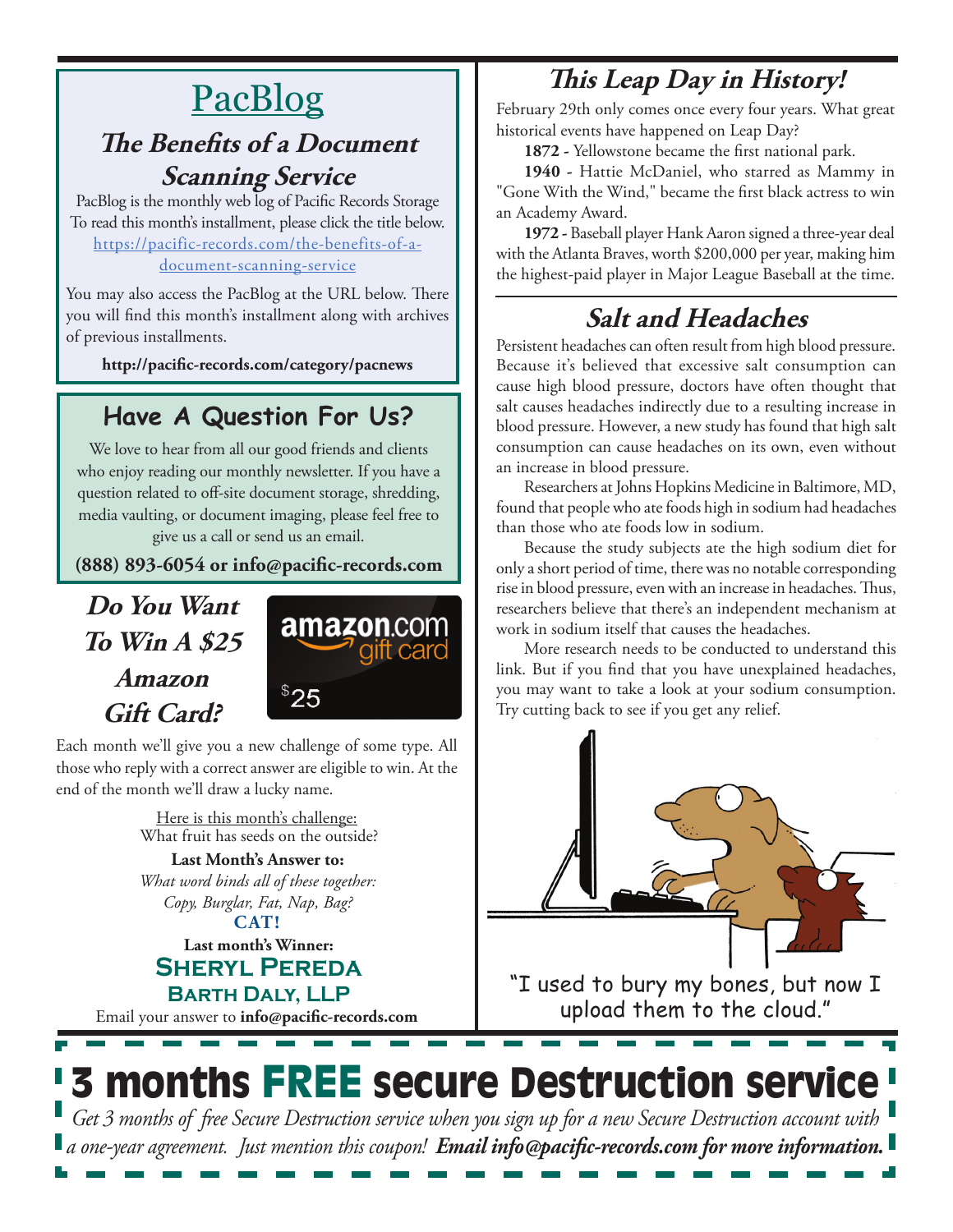## [PacBlog](https://pacific-records.com/the-benefits-of-a-document-scanning-service)

### The Benefits of a Document Scanning Service

PacBlog is the monthly web log of Pacific Records Storage To read this month's installment, please click the title below.
https://pacific-records.com/the-benefits-of-a-document-scanning-service

You may also access the PacBlog at the URL below. There you will find this month's installment along with archives of previous installments.

**http://pacific-records.com/category/pacnews**

## Have A Question For Us?

We love to hear from all our good friends and clients who enjoy reading our monthly newsletter. If you have a question related to off-site document storage, shredding, media vaulting, or document imaging, please feel free to give us a call or send us an email.

**(888) 893-6054 or info@pacific-records.com**

## Do You Want To Win A $25 Amazon Gift Card?

amazon.com gift card $25

Each month we'll give you a new challenge of some type. All those who reply with a correct answer are eligible to win. At the end of the month we'll draw a lucky name.

Here is this month's challenge:
What fruit has seeds on the outside?

**Last Month's Answer to:**
*What word binds all of these together:*
*Copy, Burglar, Fat, Nap, Bag?*
**CAT!**

**Last month's Winner:**
**Sheryl Pereda**
**Barth Daly, LLP**

Email your answer to **info@pacific-records.com**

## This Leap Day in History!

February 29th only comes once every four years. What great historical events have happened on Leap Day?

**1872 -** Yellowstone became the first national park.

**1940 -** Hattie McDaniel, who starred as Mammy in "Gone With the Wind," became the first black actress to win an Academy Award.

**1972 -** Baseball player Hank Aaron signed a three-year deal with the Atlanta Braves, worth $200,000 per year, making him the highest-paid player in Major League Baseball at the time.

## Salt and Headaches

Persistent headaches can often result from high blood pressure. Because it's believed that excessive salt consumption can cause high blood pressure, doctors have often thought that salt causes headaches indirectly due to a resulting increase in blood pressure. However, a new study has found that high salt consumption can cause headaches on its own, even without an increase in blood pressure.

Researchers at Johns Hopkins Medicine in Baltimore, MD, found that people who ate foods high in sodium had headaches than those who ate foods low in sodium.

Because the study subjects ate the high sodium diet for only a short period of time, there was no notable corresponding rise in blood pressure, even with an increase in headaches. Thus, researchers believe that there's an independent mechanism at work in sodium itself that causes the headaches.

More research needs to be conducted to understand this link. But if you find that you have unexplained headaches, you may want to take a look at your sodium consumption. Try cutting back to see if you get any relief.

"I used to bury my bones, but now I upload them to the cloud."

## 3 months FREE secure Destruction service

*Get 3 months of free Secure Destruction service when you sign up for a new Secure Destruction account with a one-year agreement. Just mention this coupon!* ***Email info@pacific-records.com for more information.***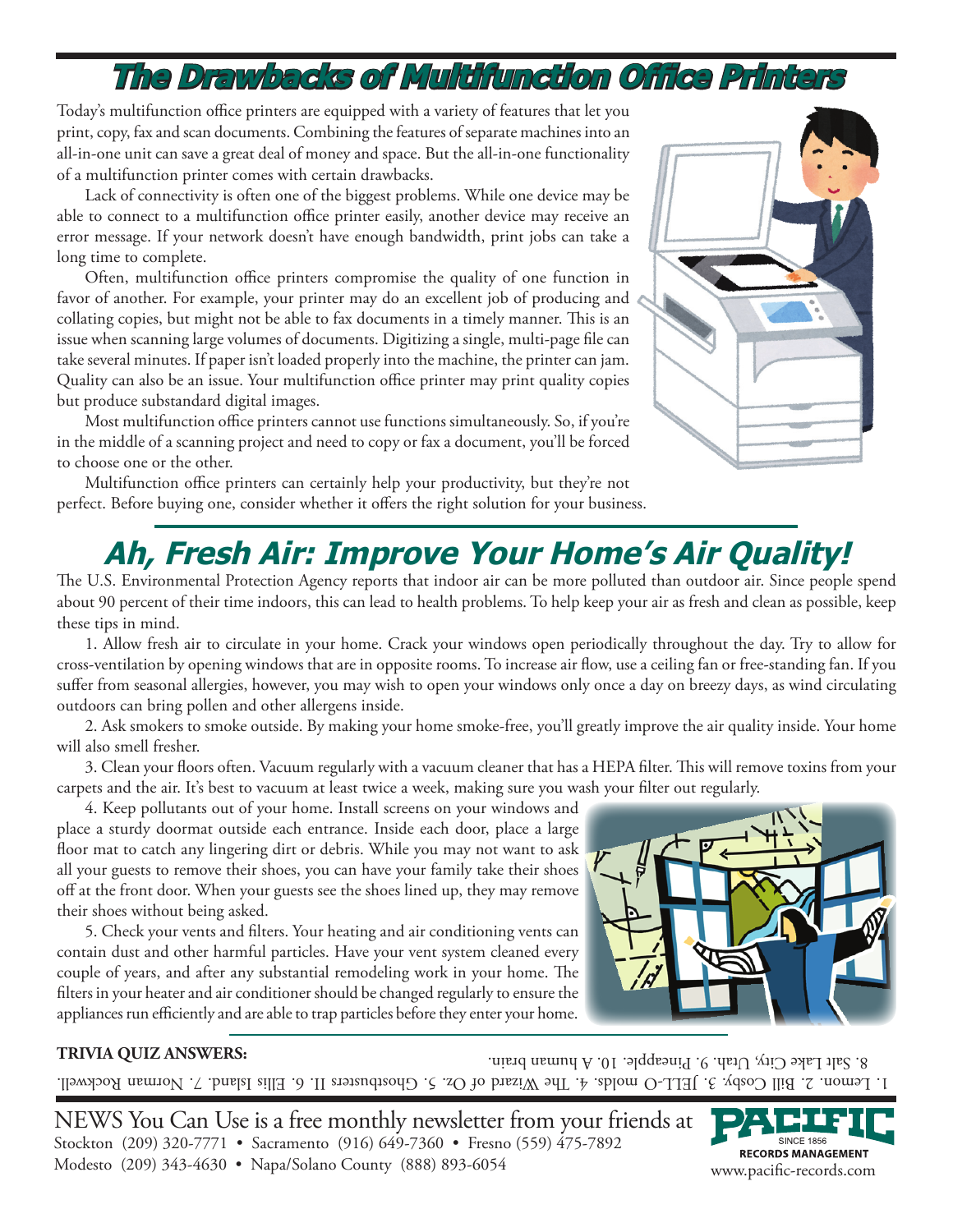# The Drawbacks of Multifunction Office Printers

Today's multifunction office printers are equipped with a variety of features that let you print, copy, fax and scan documents. Combining the features of separate machines into an all-in-one unit can save a great deal of money and space. But the all-in-one functionality of a multifunction printer comes with certain drawbacks.

Lack of connectivity is often one of the biggest problems. While one device may be able to connect to a multifunction office printer easily, another device may receive an error message. If your network doesn't have enough bandwidth, print jobs can take a long time to complete.

Often, multifunction office printers compromise the quality of one function in favor of another. For example, your printer may do an excellent job of producing and collating copies, but might not be able to fax documents in a timely manner. This is an issue when scanning large volumes of documents. Digitizing a single, multi-page file can take several minutes. If paper isn't loaded properly into the machine, the printer can jam. Quality can also be an issue. Your multifunction office printer may print quality copies but produce substandard digital images.

Most multifunction office printers cannot use functions simultaneously. So, if you're in the middle of a scanning project and need to copy or fax a document, you'll be forced to choose one or the other.

Multifunction office printers can certainly help your productivity, but they're not perfect. Before buying one, consider whether it offers the right solution for your business.

# Ah, Fresh Air: Improve Your Home's Air Quality!

The U.S. Environmental Protection Agency reports that indoor air can be more polluted than outdoor air. Since people spend about 90 percent of their time indoors, this can lead to health problems. To help keep your air as fresh and clean as possible, keep these tips in mind.

1. Allow fresh air to circulate in your home. Crack your windows open periodically throughout the day. Try to allow for cross-ventilation by opening windows that are in opposite rooms. To increase air flow, use a ceiling fan or free-standing fan. If you suffer from seasonal allergies, however, you may wish to open your windows only once a day on breezy days, as wind circulating outdoors can bring pollen and other allergens inside.

2. Ask smokers to smoke outside. By making your home smoke-free, you'll greatly improve the air quality inside. Your home will also smell fresher.

3. Clean your floors often. Vacuum regularly with a vacuum cleaner that has a HEPA filter. This will remove toxins from your carpets and the air. It's best to vacuum at least twice a week, making sure you wash your filter out regularly.

4. Keep pollutants out of your home. Install screens on your windows and place a sturdy doormat outside each entrance. Inside each door, place a large floor mat to catch any lingering dirt or debris. While you may not want to ask all your guests to remove their shoes, you can have your family take their shoes off at the front door. When your guests see the shoes lined up, they may remove their shoes without being asked.

5. Check your vents and filters. Your heating and air conditioning vents can contain dust and other harmful particles. Have your vent system cleaned every couple of years, and after any substantial remodeling work in your home. The filters in your heater and air conditioner should be changed regularly to ensure the appliances run efficiently and are able to trap particles before they enter your home.

**TRIVIA QUIZ ANSWERS:**

1. Lemon. 2. Bill Cosby. 3. JELL-O molds. 4. The Wizard of Oz. 5. Ghostbusters II. 6. Ellis Island. 7. Norman Rockwell. 8. Salt Lake City, Utah. 9. Pineapple. 10. A human brain.

NEWS You Can Use is a free monthly newsletter from your friends at

Stockton (209) 320-7771 • Sacramento (916) 649-7360 • Fresno (559) 475-7892
Modesto (209) 343-4630 • Napa/Solano County (888) 893-6054

PACIFIC SINCE 1856 RECORDS MANAGEMENT
www.pacific-records.com